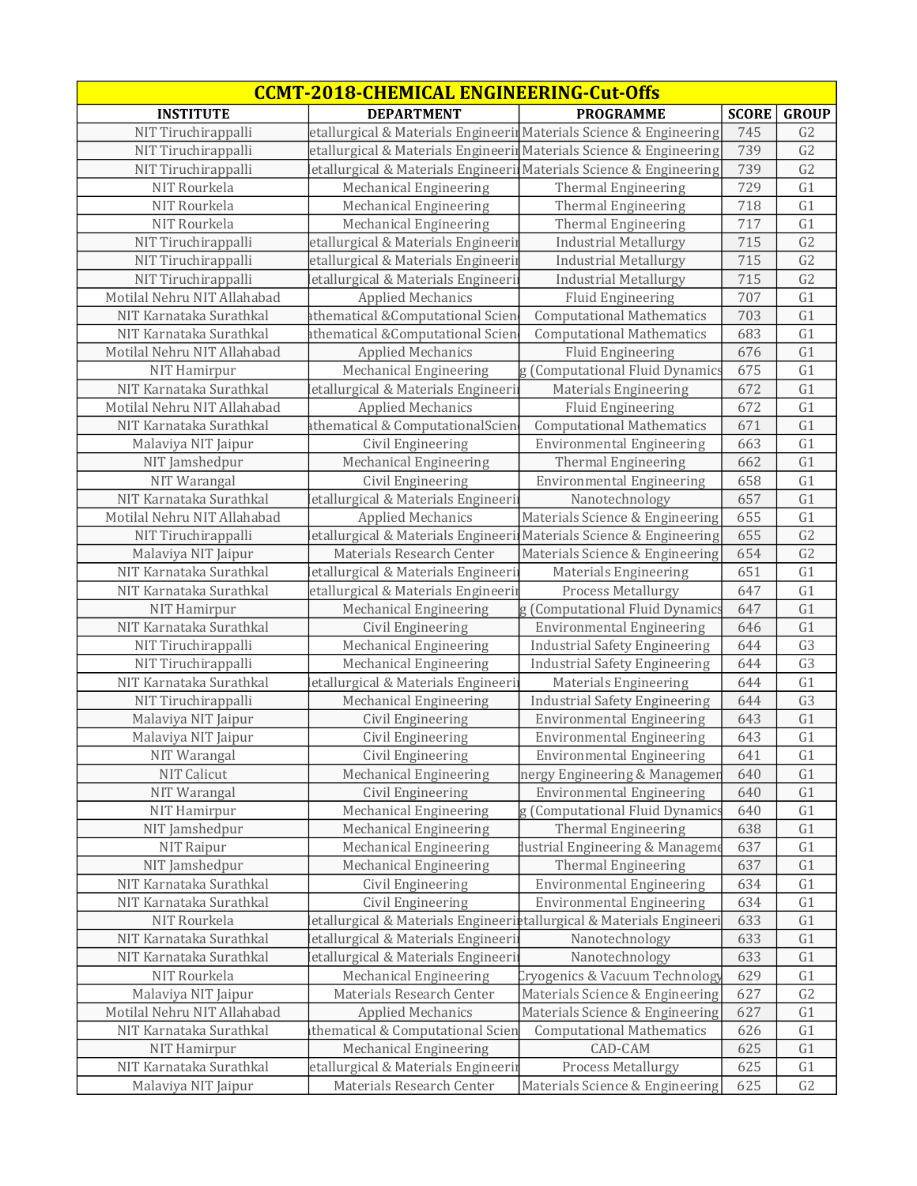| CCMT-2018-CHEMICAL ENGINEERING-Cut-Offs | | | | |
|---|---|---|---|---|
| INSTITUTE | DEPARTMENT | PROGRAMME | SCORE | GROUP |
| NIT Tiruchirappalli | etallurgical & Materials Engineerir | Materials Science & Engineering | 745 | G2 |
| NIT Tiruchirappalli | etallurgical & Materials Engineerir | Materials Science & Engineering | 739 | G2 |
| NIT Tiruchirappalli | etallurgical & Materials Engineerir | Materials Science & Engineering | 739 | G2 |
| NIT Rourkela | Mechanical Engineering | Thermal Engineering | 729 | G1 |
| NIT Rourkela | Mechanical Engineering | Thermal Engineering | 718 | G1 |
| NIT Rourkela | Mechanical Engineering | Thermal Engineering | 717 | G1 |
| NIT Tiruchirappalli | etallurgical & Materials Engineerir | Industrial Metallurgy | 715 | G2 |
| NIT Tiruchirappalli | etallurgical & Materials Engineerir | Industrial Metallurgy | 715 | G2 |
| NIT Tiruchirappalli | etallurgical & Materials Engineerir | Industrial Metallurgy | 715 | G2 |
| Motilal Nehru NIT Allahabad | Applied Mechanics | Fluid Engineering | 707 | G1 |
| NIT Karnataka Surathkal | athematical &Computational Scien | Computational Mathematics | 703 | G1 |
| NIT Karnataka Surathkal | athematical &Computational Scien | Computational Mathematics | 683 | G1 |
| Motilal Nehru NIT Allahabad | Applied Mechanics | Fluid Engineering | 676 | G1 |
| NIT Hamirpur | Mechanical Engineering | g (Computational Fluid Dynamics | 675 | G1 |
| NIT Karnataka Surathkal | etallurgical & Materials Engineerir | Materials Engineering | 672 | G1 |
| Motilal Nehru NIT Allahabad | Applied Mechanics | Fluid Engineering | 672 | G1 |
| NIT Karnataka Surathkal | athematical & ComputationalScien | Computational Mathematics | 671 | G1 |
| Malaviya NIT Jaipur | Civil Engineering | Environmental Engineering | 663 | G1 |
| NIT Jamshedpur | Mechanical Engineering | Thermal Engineering | 662 | G1 |
| NIT Warangal | Civil Engineering | Environmental Engineering | 658 | G1 |
| NIT Karnataka Surathkal | etallurgical & Materials Engineerir | Nanotechnology | 657 | G1 |
| Motilal Nehru NIT Allahabad | Applied Mechanics | Materials Science & Engineering | 655 | G1 |
| NIT Tiruchirappalli | etallurgical & Materials Engineerir | Materials Science & Engineering | 655 | G2 |
| Malaviya NIT Jaipur | Materials Research Center | Materials Science & Engineering | 654 | G2 |
| NIT Karnataka Surathkal | etallurgical & Materials Engineerir | Materials Engineering | 651 | G1 |
| NIT Karnataka Surathkal | etallurgical & Materials Engineerir | Process Metallurgy | 647 | G1 |
| NIT Hamirpur | Mechanical Engineering | g (Computational Fluid Dynamics | 647 | G1 |
| NIT Karnataka Surathkal | Civil Engineering | Environmental Engineering | 646 | G1 |
| NIT Tiruchirappalli | Mechanical Engineering | Industrial Safety Engineering | 644 | G3 |
| NIT Tiruchirappalli | Mechanical Engineering | Industrial Safety Engineering | 644 | G3 |
| NIT Karnataka Surathkal | etallurgical & Materials Engineerir | Materials Engineering | 644 | G1 |
| NIT Tiruchirappalli | Mechanical Engineering | Industrial Safety Engineering | 644 | G3 |
| Malaviya NIT Jaipur | Civil Engineering | Environmental Engineering | 643 | G1 |
| Malaviya NIT Jaipur | Civil Engineering | Environmental Engineering | 643 | G1 |
| NIT Warangal | Civil Engineering | Environmental Engineering | 641 | G1 |
| NIT Calicut | Mechanical Engineering | nergy Engineering & Managemen | 640 | G1 |
| NIT Warangal | Civil Engineering | Environmental Engineering | 640 | G1 |
| NIT Hamirpur | Mechanical Engineering | g (Computational Fluid Dynamics | 640 | G1 |
| NIT Jamshedpur | Mechanical Engineering | Thermal Engineering | 638 | G1 |
| NIT Raipur | Mechanical Engineering | dustrial Engineering & Manageme | 637 | G1 |
| NIT Jamshedpur | Mechanical Engineering | Thermal Engineering | 637 | G1 |
| NIT Karnataka Surathkal | Civil Engineering | Environmental Engineering | 634 | G1 |
| NIT Karnataka Surathkal | Civil Engineering | Environmental Engineering | 634 | G1 |
| NIT Rourkela | etallurgical & Materials Engineerir | etallurgical & Materials Engineeri | 633 | G1 |
| NIT Karnataka Surathkal | etallurgical & Materials Engineerir | Nanotechnology | 633 | G1 |
| NIT Karnataka Surathkal | etallurgical & Materials Engineerir | Nanotechnology | 633 | G1 |
| NIT Rourkela | Mechanical Engineering | Cryogenics & Vacuum Technology | 629 | G1 |
| Malaviya NIT Jaipur | Materials Research Center | Materials Science & Engineering | 627 | G2 |
| Motilal Nehru NIT Allahabad | Applied Mechanics | Materials Science & Engineering | 627 | G1 |
| NIT Karnataka Surathkal | athematical & Computational Scien | Computational Mathematics | 626 | G1 |
| NIT Hamirpur | Mechanical Engineering | CAD-CAM | 625 | G1 |
| NIT Karnataka Surathkal | etallurgical & Materials Engineerir | Process Metallurgy | 625 | G1 |
| Malaviya NIT Jaipur | Materials Research Center | Materials Science & Engineering | 625 | G2 |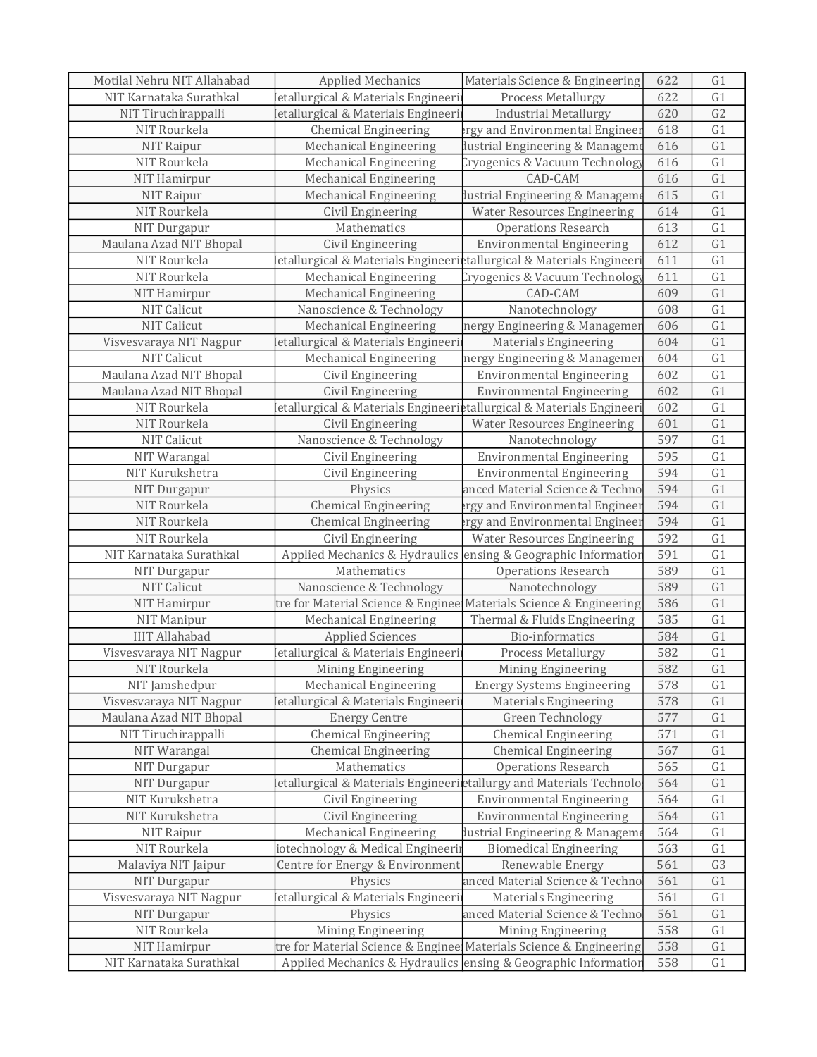| Motilal Nehru NIT Allahabad | Applied Mechanics | Materials Science & Engineering | 622 | G1 |
|---|---|---|---|---|
| NIT Karnataka Surathkal | letallurgical & Materials Engineeri | Process Metallurgy | 622 | G1 |
| NIT Tiruchirappalli | letallurgical & Materials Engineeri | Industrial Metallurgy | 620 | G2 |
| NIT Rourkela | Chemical Engineering | ergy and Environmental Engineer | 618 | G1 |
| NIT Raipur | Mechanical Engineering | dustrial Engineering & Manageme | 616 | G1 |
| NIT Rourkela | Mechanical Engineering | Cryogenics & Vacuum Technology | 616 | G1 |
| NIT Hamirpur | Mechanical Engineering | CAD-CAM | 616 | G1 |
| NIT Raipur | Mechanical Engineering | dustrial Engineering & Manageme | 615 | G1 |
| NIT Rourkela | Civil Engineering | Water Resources Engineering | 614 | G1 |
| NIT Durgapur | Mathematics | Operations Research | 613 | G1 |
| Maulana Azad NIT Bhopal | Civil Engineering | Environmental Engineering | 612 | G1 |
| NIT Rourkela | letallurgical & Materials Engineeri | etallurgical & Materials Engineeri | 611 | G1 |
| NIT Rourkela | Mechanical Engineering | Cryogenics & Vacuum Technology | 611 | G1 |
| NIT Hamirpur | Mechanical Engineering | CAD-CAM | 609 | G1 |
| NIT Calicut | Nanoscience & Technology | Nanotechnology | 608 | G1 |
| NIT Calicut | Mechanical Engineering | nergy Engineering & Managemen | 606 | G1 |
| Visvesvaraya NIT Nagpur | letallurgical & Materials Engineeri | Materials Engineering | 604 | G1 |
| NIT Calicut | Mechanical Engineering | nergy Engineering & Managemen | 604 | G1 |
| Maulana Azad NIT Bhopal | Civil Engineering | Environmental Engineering | 602 | G1 |
| Maulana Azad NIT Bhopal | Civil Engineering | Environmental Engineering | 602 | G1 |
| NIT Rourkela | letallurgical & Materials Engineeri | etallurgical & Materials Engineeri | 602 | G1 |
| NIT Rourkela | Civil Engineering | Water Resources Engineering | 601 | G1 |
| NIT Calicut | Nanoscience & Technology | Nanotechnology | 597 | G1 |
| NIT Warangal | Civil Engineering | Environmental Engineering | 595 | G1 |
| NIT Kurukshetra | Civil Engineering | Environmental Engineering | 594 | G1 |
| NIT Durgapur | Physics | anced Material Science & Techno | 594 | G1 |
| NIT Rourkela | Chemical Engineering | ergy and Environmental Engineer | 594 | G1 |
| NIT Rourkela | Chemical Engineering | ergy and Environmental Engineer | 594 | G1 |
| NIT Rourkela | Civil Engineering | Water Resources Engineering | 592 | G1 |
| NIT Karnataka Surathkal | Applied Mechanics & Hydraulics | ensing & Geographic Information | 591 | G1 |
| NIT Durgapur | Mathematics | Operations Research | 589 | G1 |
| NIT Calicut | Nanoscience & Technology | Nanotechnology | 589 | G1 |
| NIT Hamirpur | tre for Material Science & Enginee | Materials Science & Engineering | 586 | G1 |
| NIT Manipur | Mechanical Engineering | Thermal & Fluids Engineering | 585 | G1 |
| IIIT Allahabad | Applied Sciences | Bio-informatics | 584 | G1 |
| Visvesvaraya NIT Nagpur | letallurgical & Materials Engineeri | Process Metallurgy | 582 | G1 |
| NIT Rourkela | Mining Engineering | Mining Engineering | 582 | G1 |
| NIT Jamshedpur | Mechanical Engineering | Energy Systems Engineering | 578 | G1 |
| Visvesvaraya NIT Nagpur | letallurgical & Materials Engineeri | Materials Engineering | 578 | G1 |
| Maulana Azad NIT Bhopal | Energy Centre | Green Technology | 577 | G1 |
| NIT Tiruchirappalli | Chemical Engineering | Chemical Engineering | 571 | G1 |
| NIT Warangal | Chemical Engineering | Chemical Engineering | 567 | G1 |
| NIT Durgapur | Mathematics | Operations Research | 565 | G1 |
| NIT Durgapur | letallurgical & Materials Engineeri | etallurgy and Materials Technolo | 564 | G1 |
| NIT Kurukshetra | Civil Engineering | Environmental Engineering | 564 | G1 |
| NIT Kurukshetra | Civil Engineering | Environmental Engineering | 564 | G1 |
| NIT Raipur | Mechanical Engineering | dustrial Engineering & Manageme | 564 | G1 |
| NIT Rourkela | iotechnology & Medical Engineerin | Biomedical Engineering | 563 | G1 |
| Malaviya NIT Jaipur | Centre for Energy & Environment | Renewable Energy | 561 | G3 |
| NIT Durgapur | Physics | anced Material Science & Techno | 561 | G1 |
| Visvesvaraya NIT Nagpur | letallurgical & Materials Engineeri | Materials Engineering | 561 | G1 |
| NIT Durgapur | Physics | anced Material Science & Techno | 561 | G1 |
| NIT Rourkela | Mining Engineering | Mining Engineering | 558 | G1 |
| NIT Hamirpur | tre for Material Science & Enginee | Materials Science & Engineering | 558 | G1 |
| NIT Karnataka Surathkal | Applied Mechanics & Hydraulics | ensing & Geographic Information | 558 | G1 |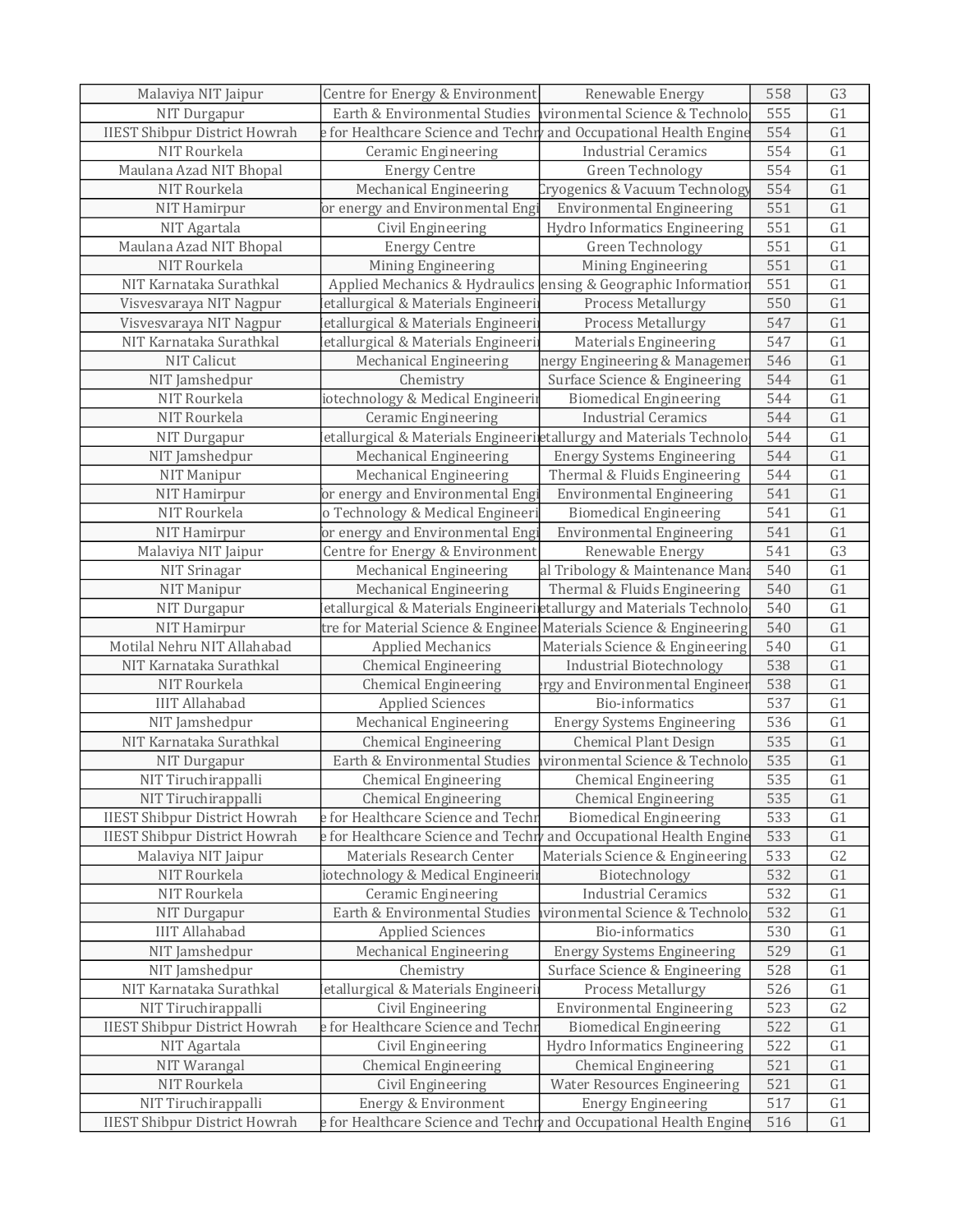| | | | | |
|---|---|---|---|---|
| Malaviya NIT Jaipur | Centre for Energy & Environment | Renewable Energy | 558 | G3 |
| NIT Durgapur | Earth & Environmental Studies | ıvironmental Science & Technolo | 555 | G1 |
| IIEST Shibpur District Howrah | e for Healthcare Science and Techr | and Occupational Health Engine | 554 | G1 |
| NIT Rourkela | Ceramic Engineering | Industrial Ceramics | 554 | G1 |
| Maulana Azad NIT Bhopal | Energy Centre | Green Technology | 554 | G1 |
| NIT Rourkela | Mechanical Engineering | Cryogenics & Vacuum Technology | 554 | G1 |
| NIT Hamirpur | or energy and Environmental Engi | Environmental Engineering | 551 | G1 |
| NIT Agartala | Civil Engineering | Hydro Informatics Engineering | 551 | G1 |
| Maulana Azad NIT Bhopal | Energy Centre | Green Technology | 551 | G1 |
| NIT Rourkela | Mining Engineering | Mining Engineering | 551 | G1 |
| NIT Karnataka Surathkal | Applied Mechanics & Hydraulics | ensing & Geographic Information | 551 | G1 |
| Visvesvaraya NIT Nagpur | etallurgical & Materials Engineeri | Process Metallurgy | 550 | G1 |
| Visvesvaraya NIT Nagpur | etallurgical & Materials Engineeri | Process Metallurgy | 547 | G1 |
| NIT Karnataka Surathkal | etallurgical & Materials Engineeri | Materials Engineering | 547 | G1 |
| NIT Calicut | Mechanical Engineering | nergy Engineering & Managemen | 546 | G1 |
| NIT Jamshedpur | Chemistry | Surface Science & Engineering | 544 | G1 |
| NIT Rourkela | iotechnology & Medical Engineerir | Biomedical Engineering | 544 | G1 |
| NIT Rourkela | Ceramic Engineering | Industrial Ceramics | 544 | G1 |
| NIT Durgapur | etallurgical & Materials Engineeri | etallurgy and Materials Technolo | 544 | G1 |
| NIT Jamshedpur | Mechanical Engineering | Energy Systems Engineering | 544 | G1 |
| NIT Manipur | Mechanical Engineering | Thermal & Fluids Engineering | 544 | G1 |
| NIT Hamirpur | or energy and Environmental Engi | Environmental Engineering | 541 | G1 |
| NIT Rourkela | o Technology & Medical Engineeri | Biomedical Engineering | 541 | G1 |
| NIT Hamirpur | or energy and Environmental Engi | Environmental Engineering | 541 | G1 |
| Malaviya NIT Jaipur | Centre for Energy & Environment | Renewable Energy | 541 | G3 |
| NIT Srinagar | Mechanical Engineering | al Tribology & Maintenance Mana | 540 | G1 |
| NIT Manipur | Mechanical Engineering | Thermal & Fluids Engineering | 540 | G1 |
| NIT Durgapur | etallurgical & Materials Engineeri | etallurgy and Materials Technolo | 540 | G1 |
| NIT Hamirpur | tre for Material Science & Enginee | Materials Science & Engineering | 540 | G1 |
| Motilal Nehru NIT Allahabad | Applied Mechanics | Materials Science & Engineering | 540 | G1 |
| NIT Karnataka Surathkal | Chemical Engineering | Industrial Biotechnology | 538 | G1 |
| NIT Rourkela | Chemical Engineering | rgy and Environmental Engineer | 538 | G1 |
| IIIT Allahabad | Applied Sciences | Bio-informatics | 537 | G1 |
| NIT Jamshedpur | Mechanical Engineering | Energy Systems Engineering | 536 | G1 |
| NIT Karnataka Surathkal | Chemical Engineering | Chemical Plant Design | 535 | G1 |
| NIT Durgapur | Earth & Environmental Studies | ıvironmental Science & Technolo | 535 | G1 |
| NIT Tiruchirappalli | Chemical Engineering | Chemical Engineering | 535 | G1 |
| NIT Tiruchirappalli | Chemical Engineering | Chemical Engineering | 535 | G1 |
| IIEST Shibpur District Howrah | e for Healthcare Science and Techr | Biomedical Engineering | 533 | G1 |
| IIEST Shibpur District Howrah | e for Healthcare Science and Techr | and Occupational Health Engine | 533 | G1 |
| Malaviya NIT Jaipur | Materials Research Center | Materials Science & Engineering | 533 | G2 |
| NIT Rourkela | iotechnology & Medical Engineerir | Biotechnology | 532 | G1 |
| NIT Rourkela | Ceramic Engineering | Industrial Ceramics | 532 | G1 |
| NIT Durgapur | Earth & Environmental Studies | ıvironmental Science & Technolo | 532 | G1 |
| IIIT Allahabad | Applied Sciences | Bio-informatics | 530 | G1 |
| NIT Jamshedpur | Mechanical Engineering | Energy Systems Engineering | 529 | G1 |
| NIT Jamshedpur | Chemistry | Surface Science & Engineering | 528 | G1 |
| NIT Karnataka Surathkal | etallurgical & Materials Engineeri | Process Metallurgy | 526 | G1 |
| NIT Tiruchirappalli | Civil Engineering | Environmental Engineering | 523 | G2 |
| IIEST Shibpur District Howrah | e for Healthcare Science and Techr | Biomedical Engineering | 522 | G1 |
| NIT Agartala | Civil Engineering | Hydro Informatics Engineering | 522 | G1 |
| NIT Warangal | Chemical Engineering | Chemical Engineering | 521 | G1 |
| NIT Rourkela | Civil Engineering | Water Resources Engineering | 521 | G1 |
| NIT Tiruchirappalli | Energy & Environment | Energy Engineering | 517 | G1 |
| IIEST Shibpur District Howrah | e for Healthcare Science and Techr | and Occupational Health Engine | 516 | G1 |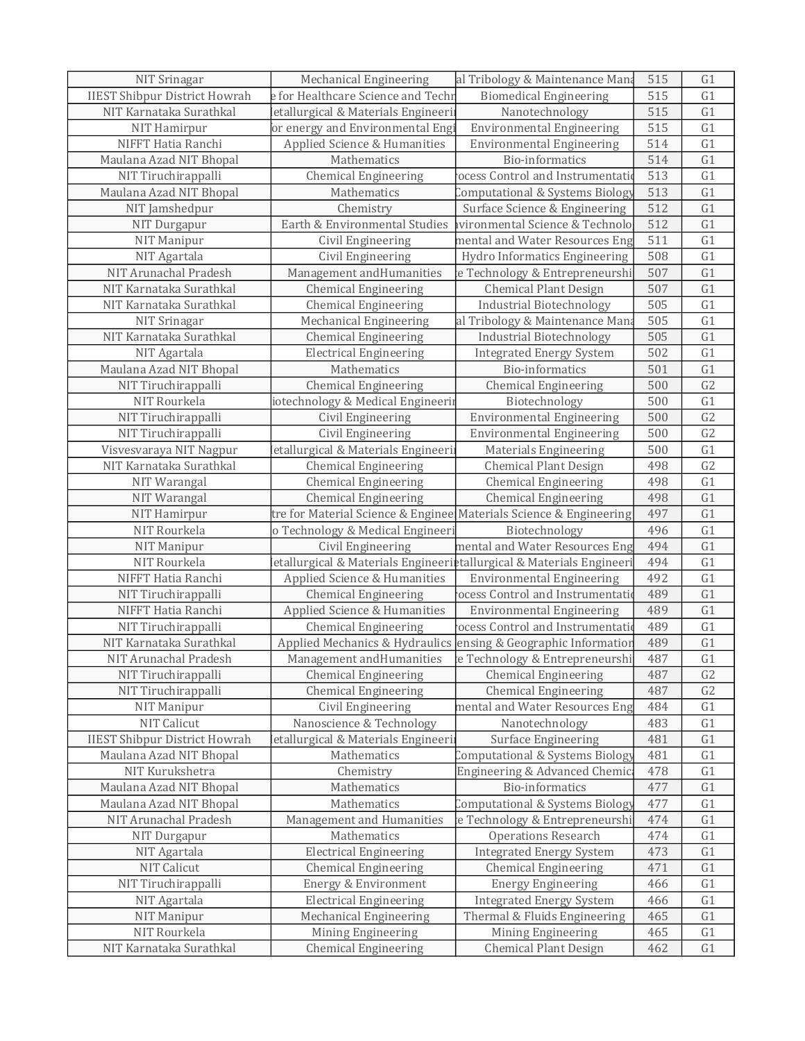| NIT Srinagar | Mechanical Engineering | al Tribology & Maintenance Mana | 515 | G1 |
|---|---|---|---|---|
| IIEST Shibpur District Howrah | e for Healthcare Science and Techn | Biomedical Engineering | 515 | G1 |
| NIT Karnataka Surathkal | etallurgical & Materials Engineeri | Nanotechnology | 515 | G1 |
| NIT Hamirpur | or energy and Environmental Engi | Environmental Engineering | 515 | G1 |
| NIFFT Hatia Ranchi | Applied Science & Humanities | Environmental Engineering | 514 | G1 |
| Maulana Azad NIT Bhopal | Mathematics | Bio-informatics | 514 | G1 |
| NIT Tiruchirappalli | Chemical Engineering | ocess Control and Instrumentatio | 513 | G1 |
| Maulana Azad NIT Bhopal | Mathematics | Computational & Systems Biology | 513 | G1 |
| NIT Jamshedpur | Chemistry | Surface Science & Engineering | 512 | G1 |
| NIT Durgapur | Earth & Environmental Studies | vironmental Science & Technolo | 512 | G1 |
| NIT Manipur | Civil Engineering | mental and Water Resources Eng | 511 | G1 |
| NIT Agartala | Civil Engineering | Hydro Informatics Engineering | 508 | G1 |
| NIT Arunachal Pradesh | Management andHumanities | e Technology & Entrepreneurshi | 507 | G1 |
| NIT Karnataka Surathkal | Chemical Engineering | Chemical Plant Design | 507 | G1 |
| NIT Karnataka Surathkal | Chemical Engineering | Industrial Biotechnology | 505 | G1 |
| NIT Srinagar | Mechanical Engineering | al Tribology & Maintenance Mana | 505 | G1 |
| NIT Karnataka Surathkal | Chemical Engineering | Industrial Biotechnology | 505 | G1 |
| NIT Agartala | Electrical Engineering | Integrated Energy System | 502 | G1 |
| Maulana Azad NIT Bhopal | Mathematics | Bio-informatics | 501 | G1 |
| NIT Tiruchirappalli | Chemical Engineering | Chemical Engineering | 500 | G2 |
| NIT Rourkela | iotechnology & Medical Engineerin | Biotechnology | 500 | G1 |
| NIT Tiruchirappalli | Civil Engineering | Environmental Engineering | 500 | G2 |
| NIT Tiruchirappalli | Civil Engineering | Environmental Engineering | 500 | G2 |
| Visvesvaraya NIT Nagpur | etallurgical & Materials Engineeri | Materials Engineering | 500 | G1 |
| NIT Karnataka Surathkal | Chemical Engineering | Chemical Plant Design | 498 | G2 |
| NIT Warangal | Chemical Engineering | Chemical Engineering | 498 | G1 |
| NIT Warangal | Chemical Engineering | Chemical Engineering | 498 | G1 |
| NIT Hamirpur | tre for Material Science & Enginee | Materials Science & Engineering | 497 | G1 |
| NIT Rourkela | o Technology & Medical Engineeri | Biotechnology | 496 | G1 |
| NIT Manipur | Civil Engineering | mental and Water Resources Eng | 494 | G1 |
| NIT Rourkela | etallurgical & Materials Engineeri | etallurgical & Materials Engineeri | 494 | G1 |
| NIFFT Hatia Ranchi | Applied Science & Humanities | Environmental Engineering | 492 | G1 |
| NIT Tiruchirappalli | Chemical Engineering | ocess Control and Instrumentatio | 489 | G1 |
| NIFFT Hatia Ranchi | Applied Science & Humanities | Environmental Engineering | 489 | G1 |
| NIT Tiruchirappalli | Chemical Engineering | ocess Control and Instrumentatio | 489 | G1 |
| NIT Karnataka Surathkal | Applied Mechanics & Hydraulics | ensing & Geographic Information | 489 | G1 |
| NIT Arunachal Pradesh | Management andHumanities | e Technology & Entrepreneurshi | 487 | G1 |
| NIT Tiruchirappalli | Chemical Engineering | Chemical Engineering | 487 | G2 |
| NIT Tiruchirappalli | Chemical Engineering | Chemical Engineering | 487 | G2 |
| NIT Manipur | Civil Engineering | mental and Water Resources Eng | 484 | G1 |
| NIT Calicut | Nanoscience & Technology | Nanotechnology | 483 | G1 |
| IIEST Shibpur District Howrah | etallurgical & Materials Engineeri | Surface Engineering | 481 | G1 |
| Maulana Azad NIT Bhopal | Mathematics | Computational & Systems Biology | 481 | G1 |
| NIT Kurukshetra | Chemistry | Engineering & Advanced Chemica | 478 | G1 |
| Maulana Azad NIT Bhopal | Mathematics | Bio-informatics | 477 | G1 |
| Maulana Azad NIT Bhopal | Mathematics | Computational & Systems Biology | 477 | G1 |
| NIT Arunachal Pradesh | Management and Humanities | e Technology & Entrepreneurshi | 474 | G1 |
| NIT Durgapur | Mathematics | Operations Research | 474 | G1 |
| NIT Agartala | Electrical Engineering | Integrated Energy System | 473 | G1 |
| NIT Calicut | Chemical Engineering | Chemical Engineering | 471 | G1 |
| NIT Tiruchirappalli | Energy & Environment | Energy Engineering | 466 | G1 |
| NIT Agartala | Electrical Engineering | Integrated Energy System | 466 | G1 |
| NIT Manipur | Mechanical Engineering | Thermal & Fluids Engineering | 465 | G1 |
| NIT Rourkela | Mining Engineering | Mining Engineering | 465 | G1 |
| NIT Karnataka Surathkal | Chemical Engineering | Chemical Plant Design | 462 | G1 |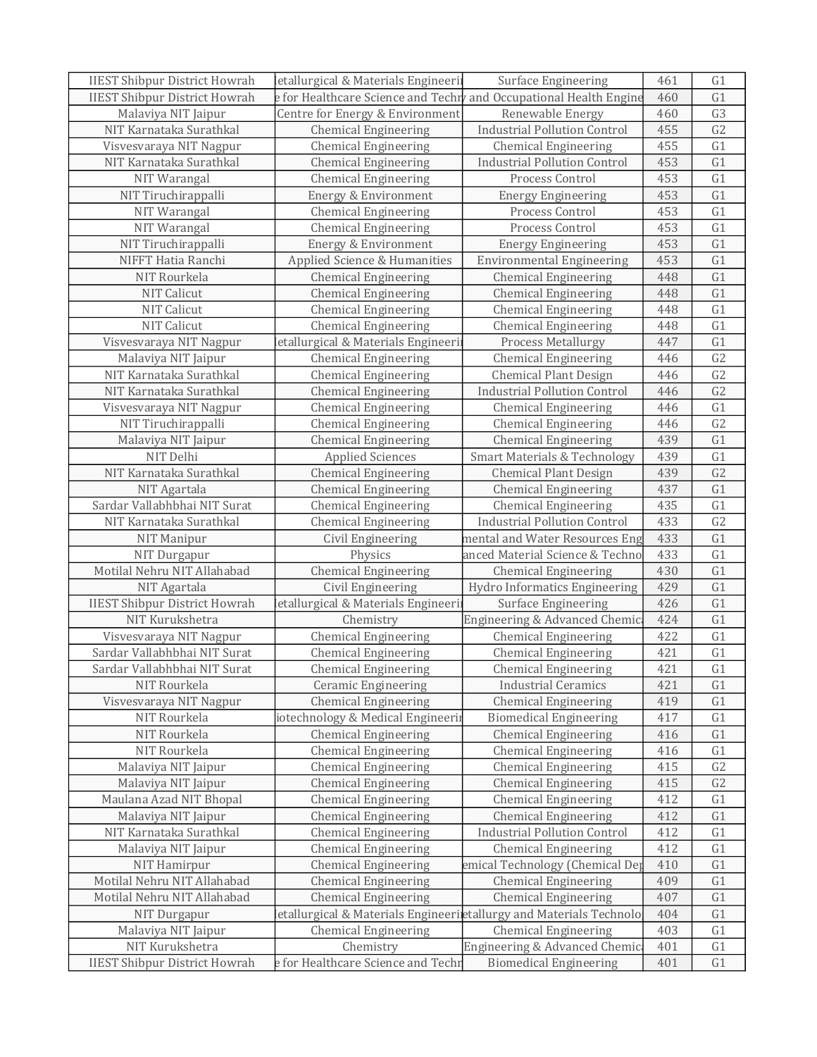| | | | | |
|---|---|---|---|---|
| IIEST Shipbur District Howrah | letallurgical & Materials Engineeri | Surface Engineering | 461 | G1 |
| IIEST Shipbur District Howrah | e for Healthcare Science and Techn | and Occupational Health Engine | 460 | G1 |
| Malaviya NIT Jaipur | Centre for Energy & Environment | Renewable Energy | 460 | G3 |
| NIT Karnataka Surathkal | Chemical Engineering | Industrial Pollution Control | 455 | G2 |
| Visvesvaraya NIT Nagpur | Chemical Engineering | Chemical Engineering | 455 | G1 |
| NIT Karnataka Surathkal | Chemical Engineering | Industrial Pollution Control | 453 | G1 |
| NIT Warangal | Chemical Engineering | Process Control | 453 | G1 |
| NIT Tiruchirappalli | Energy & Environment | Energy Engineering | 453 | G1 |
| NIT Warangal | Chemical Engineering | Process Control | 453 | G1 |
| NIT Warangal | Chemical Engineering | Process Control | 453 | G1 |
| NIT Tiruchirappalli | Energy & Environment | Energy Engineering | 453 | G1 |
| NIFFT Hatia Ranchi | Applied Science & Humanities | Environmental Engineering | 453 | G1 |
| NIT Rourkela | Chemical Engineering | Chemical Engineering | 448 | G1 |
| NIT Calicut | Chemical Engineering | Chemical Engineering | 448 | G1 |
| NIT Calicut | Chemical Engineering | Chemical Engineering | 448 | G1 |
| NIT Calicut | Chemical Engineering | Chemical Engineering | 448 | G1 |
| Visvesvaraya NIT Nagpur | letallurgical & Materials Engineeri | Process Metallurgy | 447 | G1 |
| Malaviya NIT Jaipur | Chemical Engineering | Chemical Engineering | 446 | G2 |
| NIT Karnataka Surathkal | Chemical Engineering | Chemical Plant Design | 446 | G2 |
| NIT Karnataka Surathkal | Chemical Engineering | Industrial Pollution Control | 446 | G2 |
| Visvesvaraya NIT Nagpur | Chemical Engineering | Chemical Engineering | 446 | G1 |
| NIT Tiruchirappalli | Chemical Engineering | Chemical Engineering | 446 | G2 |
| Malaviya NIT Jaipur | Chemical Engineering | Chemical Engineering | 439 | G1 |
| NIT Delhi | Applied Sciences | Smart Materials & Technology | 439 | G1 |
| NIT Karnataka Surathkal | Chemical Engineering | Chemical Plant Design | 439 | G2 |
| NIT Agartala | Chemical Engineering | Chemical Engineering | 437 | G1 |
| Sardar Vallabhbhai NIT Surat | Chemical Engineering | Chemical Engineering | 435 | G1 |
| NIT Karnataka Surathkal | Chemical Engineering | Industrial Pollution Control | 433 | G2 |
| NIT Manipur | Civil Engineering | mental and Water Resources Eng | 433 | G1 |
| NIT Durgapur | Physics | anced Material Science & Techno | 433 | G1 |
| Motilal Nehru NIT Allahabad | Chemical Engineering | Chemical Engineering | 430 | G1 |
| NIT Agartala | Civil Engineering | Hydro Informatics Engineering | 429 | G1 |
| IIEST Shipbur District Howrah | letallurgical & Materials Engineeri | Surface Engineering | 426 | G1 |
| NIT Kurukshetra | Chemistry | Engineering & Advanced Chemic | 424 | G1 |
| Visvesvaraya NIT Nagpur | Chemical Engineering | Chemical Engineering | 422 | G1 |
| Sardar Vallabhbhai NIT Surat | Chemical Engineering | Chemical Engineering | 421 | G1 |
| Sardar Vallabhbhai NIT Surat | Chemical Engineering | Chemical Engineering | 421 | G1 |
| NIT Rourkela | Ceramic Engineering | Industrial Ceramics | 421 | G1 |
| Visvesvaraya NIT Nagpur | Chemical Engineering | Chemical Engineering | 419 | G1 |
| NIT Rourkela | iotechnology & Medical Engineeri | Biomedical Engineering | 417 | G1 |
| NIT Rourkela | Chemical Engineering | Chemical Engineering | 416 | G1 |
| NIT Rourkela | Chemical Engineering | Chemical Engineering | 416 | G1 |
| Malaviya NIT Jaipur | Chemical Engineering | Chemical Engineering | 415 | G2 |
| Malaviya NIT Jaipur | Chemical Engineering | Chemical Engineering | 415 | G2 |
| Maulana Azad NIT Bhopal | Chemical Engineering | Chemical Engineering | 412 | G1 |
| Malaviya NIT Jaipur | Chemical Engineering | Chemical Engineering | 412 | G1 |
| NIT Karnataka Surathkal | Chemical Engineering | Industrial Pollution Control | 412 | G1 |
| Malaviya NIT Jaipur | Chemical Engineering | Chemical Engineering | 412 | G1 |
| NIT Hamirpur | Chemical Engineering | emical Technology (Chemical De | 410 | G1 |
| Motilal Nehru NIT Allahabad | Chemical Engineering | Chemical Engineering | 409 | G1 |
| Motilal Nehru NIT Allahabad | Chemical Engineering | Chemical Engineering | 407 | G1 |
| NIT Durgapur | letallurgical & Materials Engineeri | etallurgy and Materials Technolo | 404 | G1 |
| Malaviya NIT Jaipur | Chemical Engineering | Chemical Engineering | 403 | G1 |
| NIT Kurukshetra | Chemistry | Engineering & Advanced Chemic | 401 | G1 |
| IIEST Shipbur District Howrah | e for Healthcare Science and Techn | Biomedical Engineering | 401 | G1 |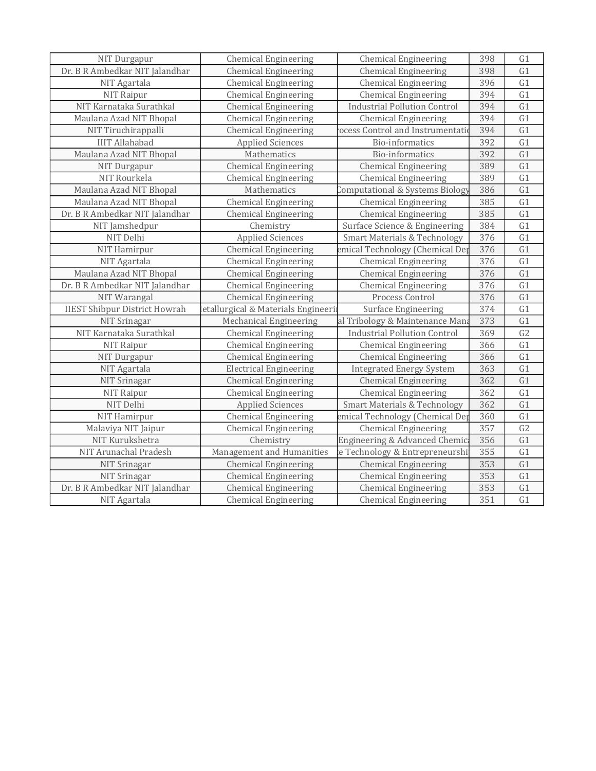| | | | | |
|---|---|---|---|---|
| NIT Durgapur | Chemical Engineering | Chemical Engineering | 398 | G1 |
| Dr. B R Ambedkar NIT Jalandhar | Chemical Engineering | Chemical Engineering | 398 | G1 |
| NIT Agartala | Chemical Engineering | Chemical Engineering | 396 | G1 |
| NIT Raipur | Chemical Engineering | Chemical Engineering | 394 | G1 |
| NIT Karnataka Surathkal | Chemical Engineering | Industrial Pollution Control | 394 | G1 |
| Maulana Azad NIT Bhopal | Chemical Engineering | Chemical Engineering | 394 | G1 |
| NIT Tiruchirappalli | Chemical Engineering | ocess Control and Instrumentatio | 394 | G1 |
| IIIT Allahabad | Applied Sciences | Bio-informatics | 392 | G1 |
| Maulana Azad NIT Bhopal | Mathematics | Bio-informatics | 392 | G1 |
| NIT Durgapur | Chemical Engineering | Chemical Engineering | 389 | G1 |
| NIT Rourkela | Chemical Engineering | Chemical Engineering | 389 | G1 |
| Maulana Azad NIT Bhopal | Mathematics | Computational & Systems Biology | 386 | G1 |
| Maulana Azad NIT Bhopal | Chemical Engineering | Chemical Engineering | 385 | G1 |
| Dr. B R Ambedkar NIT Jalandhar | Chemical Engineering | Chemical Engineering | 385 | G1 |
| NIT Jamshedpur | Chemistry | Surface Science & Engineering | 384 | G1 |
| NIT Delhi | Applied Sciences | Smart Materials & Technology | 376 | G1 |
| NIT Hamirpur | Chemical Engineering | emical Technology (Chemical Dep | 376 | G1 |
| NIT Agartala | Chemical Engineering | Chemical Engineering | 376 | G1 |
| Maulana Azad NIT Bhopal | Chemical Engineering | Chemical Engineering | 376 | G1 |
| Dr. B R Ambedkar NIT Jalandhar | Chemical Engineering | Chemical Engineering | 376 | G1 |
| NIT Warangal | Chemical Engineering | Process Control | 376 | G1 |
| IIEST Shibpur District Howrah | etallurgical & Materials Engineeri | Surface Engineering | 374 | G1 |
| NIT Srinagar | Mechanical Engineering | al Tribology & Maintenance Mana | 373 | G1 |
| NIT Karnataka Surathkal | Chemical Engineering | Industrial Pollution Control | 369 | G2 |
| NIT Raipur | Chemical Engineering | Chemical Engineering | 366 | G1 |
| NIT Durgapur | Chemical Engineering | Chemical Engineering | 366 | G1 |
| NIT Agartala | Electrical Engineering | Integrated Energy System | 363 | G1 |
| NIT Srinagar | Chemical Engineering | Chemical Engineering | 362 | G1 |
| NIT Raipur | Chemical Engineering | Chemical Engineering | 362 | G1 |
| NIT Delhi | Applied Sciences | Smart Materials & Technology | 362 | G1 |
| NIT Hamirpur | Chemical Engineering | emical Technology (Chemical Dep | 360 | G1 |
| Malaviya NIT Jaipur | Chemical Engineering | Chemical Engineering | 357 | G2 |
| NIT Kurukshetra | Chemistry | Engineering & Advanced Chemica | 356 | G1 |
| NIT Arunachal Pradesh | Management and Humanities | e Technology & Entrepreneurshi | 355 | G1 |
| NIT Srinagar | Chemical Engineering | Chemical Engineering | 353 | G1 |
| NIT Srinagar | Chemical Engineering | Chemical Engineering | 353 | G1 |
| Dr. B R Ambedkar NIT Jalandhar | Chemical Engineering | Chemical Engineering | 353 | G1 |
| NIT Agartala | Chemical Engineering | Chemical Engineering | 351 | G1 |